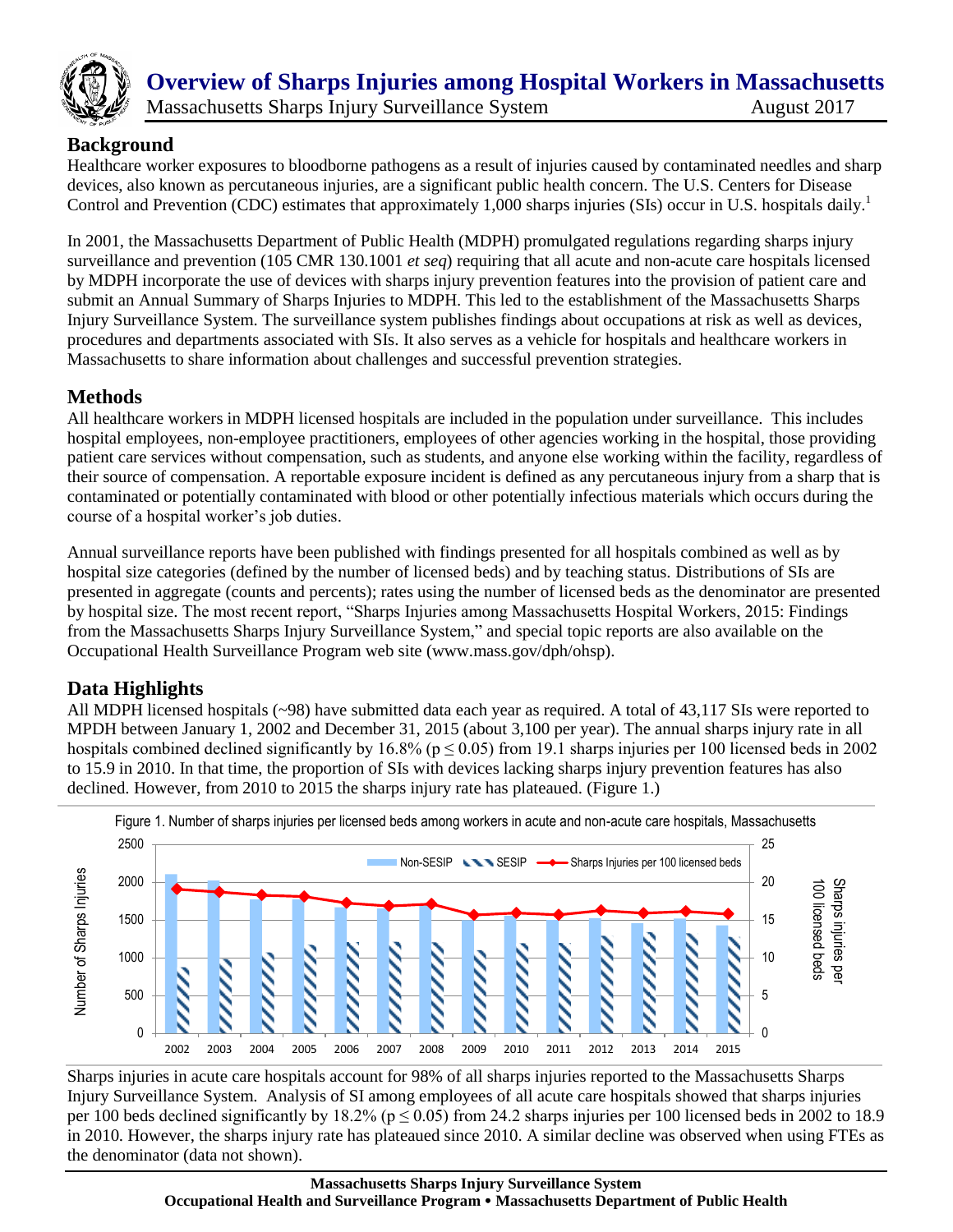# Overview of Sharps Injuries among Hospital Workers in Massachusetts

Massachusetts Sharps Injury Surveillance System — August 2017

## Background

Healthcare worker exposures to bloodborne pathogens as a result of injuries caused by contaminated needles and sharp devices, also known as percutaneous injuries, are a significant public health concern. The U.S. Centers for Disease Control and Prevention (CDC) estimates that approximately 1,000 sharps injuries (SIs) occur in U.S. hospitals daily.[1]

In 2001, the Massachusetts Department of Public Health (MDPH) promulgated regulations regarding sharps injury surveillance and prevention (105 CMR 130.1001 *et seq*) requiring that all acute and non-acute care hospitals licensed by MDPH incorporate the use of devices with sharps injury prevention features into the provision of patient care and submit an Annual Summary of Sharps Injuries to MDPH. This led to the establishment of the Massachusetts Sharps Injury Surveillance System. The surveillance system publishes findings about occupations at risk as well as devices, procedures and departments associated with SIs. It also serves as a vehicle for hospitals and healthcare workers in Massachusetts to share information about challenges and successful prevention strategies.

## Methods

All healthcare workers in MDPH licensed hospitals are included in the population under surveillance. This includes hospital employees, non-employee practitioners, employees of other agencies working in the hospital, those providing patient care services without compensation, such as students, and anyone else working within the facility, regardless of their source of compensation. A reportable exposure incident is defined as any percutaneous injury from a sharp that is contaminated or potentially contaminated with blood or other potentially infectious materials which occurs during the course of a hospital worker's job duties.

Annual surveillance reports have been published with findings presented for all hospitals combined as well as by hospital size categories (defined by the number of licensed beds) and by teaching status. Distributions of SIs are presented in aggregate (counts and percents); rates using the number of licensed beds as the denominator are presented by hospital size. The most recent report, "Sharps Injuries among Massachusetts Hospital Workers, 2015: Findings from the Massachusetts Sharps Injury Surveillance System," and special topic reports are also available on the Occupational Health Surveillance Program web site (www.mass.gov/dph/ohsp).

## Data Highlights

All MDPH licensed hospitals (~98) have submitted data each year as required. A total of 43,117 SIs were reported to MPDH between January 1, 2002 and December 31, 2015 (about 3,100 per year). The annual sharps injury rate in all hospitals combined declined significantly by 16.8% ($p \leq 0.05$) from 19.1 sharps injuries per 100 licensed beds in 2002 to 15.9 in 2010. In that time, the proportion of SIs with devices lacking sharps injury prevention features has also declined. However, from 2010 to 2015 the sharps injury rate has plateaued. (Figure 1.)

Figure 1. Number of sharps injuries per licensed beds among workers in acute and non-acute care hospitals, Massachusetts

Sharps injuries in acute care hospitals account for 98% of all sharps injuries reported to the Massachusetts Sharps Injury Surveillance System. Analysis of SI among employees of all acute care hospitals showed that sharps injuries per 100 beds declined significantly by 18.2% ($p \leq 0.05$) from 24.2 sharps injuries per 100 licensed beds in 2002 to 18.9 in 2010. However, the sharps injury rate has plateaued since 2010. A similar decline was observed when using FTEs as the denominator (data not shown).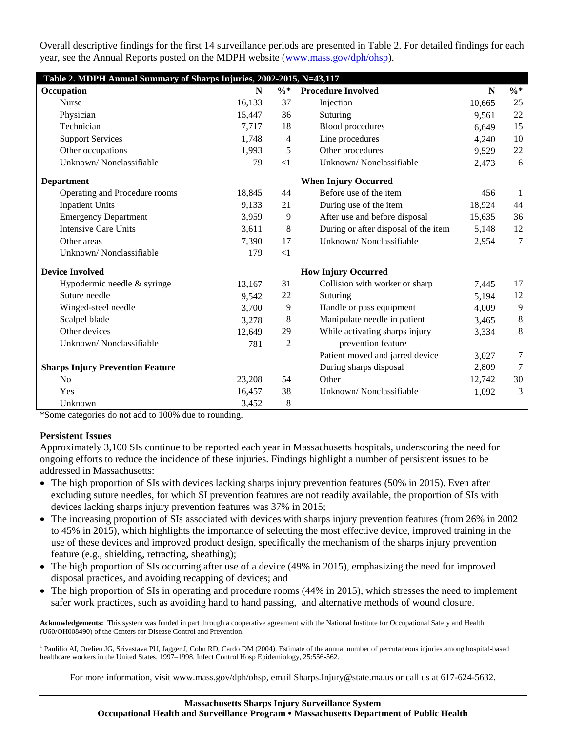Overall descriptive findings for the first 14 surveillance periods are presented in Table 2. For detailed findings for each year, see the Annual Reports posted on the MDPH website (www.mass.gov/dph/ohsp).

**Table 2. MDPH Annual Summary of Sharps Injuries, 2002-2015, N=43,117**

| Occupation | N | %* | Procedure Involved | N | %* |
|---|---|---|---|---|---|
| Nurse | 16,133 | 37 | Injection | 10,665 | 25 |
| Physician | 15,447 | 36 | Suturing | 9,561 | 22 |
| Technician | 7,717 | 18 | Blood procedures | 6,649 | 15 |
| Support Services | 1,748 | 4 | Line procedures | 4,240 | 10 |
| Other occupations | 1,993 | 5 | Other procedures | 9,529 | 22 |
| Unknown/ Nonclassifiable | 79 | <1 | Unknown/ Nonclassifiable | 2,473 | 6 |
| **Department** | | | **When Injury Occurred** | | |
| Operating and Procedure rooms | 18,845 | 44 | Before use of the item | 456 | 1 |
| Inpatient Units | 9,133 | 21 | During use of the item | 18,924 | 44 |
| Emergency Department | 3,959 | 9 | After use and before disposal | 15,635 | 36 |
| Intensive Care Units | 3,611 | 8 | During or after disposal of the item | 5,148 | 12 |
| Other areas | 7,390 | 17 | Unknown/ Nonclassifiable | 2,954 | 7 |
| Unknown/ Nonclassifiable | 179 | <1 | | | |
| **Device Involved** | | | **How Injury Occurred** | | |
| Hypodermic needle & syringe | 13,167 | 31 | Collision with worker or sharp | 7,445 | 17 |
| Suture needle | 9,542 | 22 | Suturing | 5,194 | 12 |
| Winged-steel needle | 3,700 | 9 | Handle or pass equipment | 4,009 | 9 |
| Scalpel blade | 3,278 | 8 | Manipulate needle in patient | 3,465 | 8 |
| Other devices | 12,649 | 29 | While activating sharps injury prevention feature | 3,334 | 8 |
| Unknown/ Nonclassifiable | 781 | 2 | Patient moved and jarred device | 3,027 | 7 |
| **Sharps Injury Prevention Feature** | | | During sharps disposal | 2,809 | 7 |
| No | 23,208 | 54 | Other | 12,742 | 30 |
| Yes | 16,457 | 38 | Unknown/ Nonclassifiable | 1,092 | 3 |
| Unknown | 3,452 | 8 | | | |

*Some categories do not add to 100% due to rounding.

### Persistent Issues

Approximately 3,100 SIs continue to be reported each year in Massachusetts hospitals, underscoring the need for ongoing efforts to reduce the incidence of these injuries. Findings highlight a number of persistent issues to be addressed in Massachusetts:

- The high proportion of SIs with devices lacking sharps injury prevention features (50% in 2015). Even after excluding suture needles, for which SI prevention features are not readily available, the proportion of SIs with devices lacking sharps injury prevention features was 37% in 2015;
- The increasing proportion of SIs associated with devices with sharps injury prevention features (from 26% in 2002 to 45% in 2015), which highlights the importance of selecting the most effective device, improved training in the use of these devices and improved product design, specifically the mechanism of the sharps injury prevention feature (e.g., shielding, retracting, sheathing);
- The high proportion of SIs occurring after use of a device (49% in 2015), emphasizing the need for improved disposal practices, and avoiding recapping of devices; and
- The high proportion of SIs in operating and procedure rooms (44% in 2015), which stresses the need to implement safer work practices, such as avoiding hand to hand passing, and alternative methods of wound closure.

**Acknowledgements:** This system was funded in part through a cooperative agreement with the National Institute for Occupational Safety and Health (U60/OH008490) of the Centers for Disease Control and Prevention.

[1] Panlilio AI, Orelien JG, Srivastava PU, Jagger J, Cohn RD, Cardo DM (2004). Estimate of the annual number of percutaneous injuries among hospital-based healthcare workers in the United States, 1997–1998. Infect Control Hosp Epidemiology, 25:556-562.

For more information, visit www.mass.gov/dph/ohsp, email Sharps.Injury@state.ma.us or call us at 617-624-5632.

**Massachusetts Sharps Injury Surveillance System**
**Occupational Health and Surveillance Program • Massachusetts Department of Public Health**